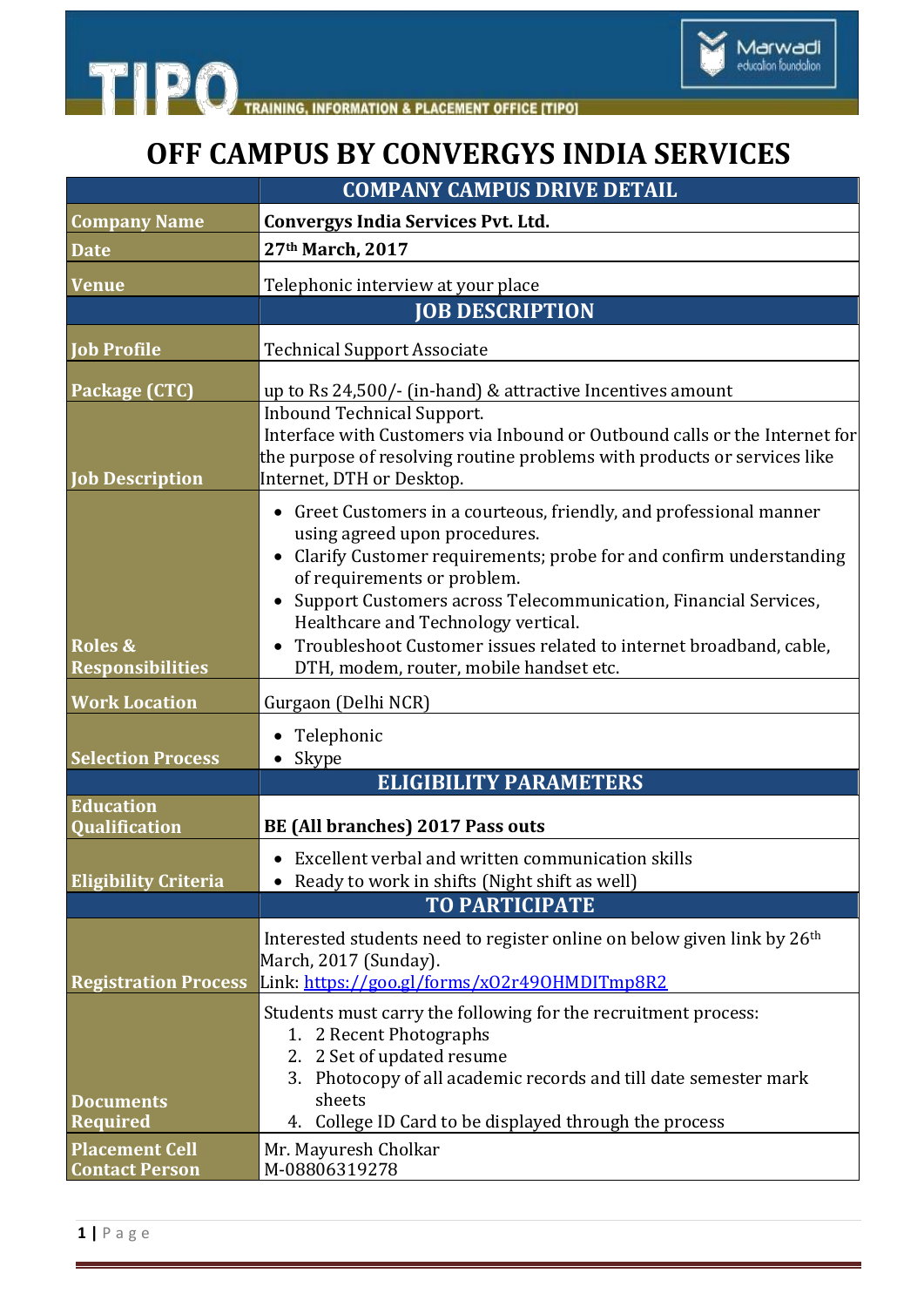TIPO — TRAINING, INFORMATION & PLACEMENT OFFICE [TIPO]

Marwadi education foundation

# OFF CAMPUS BY CONVERGYS INDIA SERVICES

| | COMPANY CAMPUS DRIVE DETAIL |
|---|---|
| **Company Name** | **Convergys India Services Pvt. Ltd.** |
| **Date** | **27th March, 2017** |
| **Venue** | Telephonic interview at your place |
| | **JOB DESCRIPTION** |
| **Job Profile** | Technical Support Associate |
| **Package (CTC)** | up to Rs 24,500/- (in-hand) & attractive Incentives amount |
| **Job Description** | Inbound Technical Support.<br>Interface with Customers via Inbound or Outbound calls or the Internet for the purpose of resolving routine problems with products or services like Internet, DTH or Desktop. |
| **Roles & Responsibilities** | • Greet Customers in a courteous, friendly, and professional manner using agreed upon procedures.<br>• Clarify Customer requirements; probe for and confirm understanding of requirements or problem.<br>• Support Customers across Telecommunication, Financial Services, Healthcare and Technology vertical.<br>• Troubleshoot Customer issues related to internet broadband, cable, DTH, modem, router, mobile handset etc. |
| **Work Location** | Gurgaon (Delhi NCR) |
| **Selection Process** | • Telephonic<br>• Skype |
| | **ELIGIBILITY PARAMETERS** |
| **Education Qualification** | **BE (All branches) 2017 Pass outs** |
| **Eligibility Criteria** | • Excellent verbal and written communication skills<br>• Ready to work in shifts (Night shift as well) |
| | **TO PARTICIPATE** |
| **Registration Process** | Interested students need to register online on below given link by 26th March, 2017 (Sunday).<br>Link: https://goo.gl/forms/xO2r49OHMDITmp8R2 |
| **Documents Required** | Students must carry the following for the recruitment process:<br>1. 2 Recent Photographs<br>2. 2 Set of updated resume<br>3. Photocopy of all academic records and till date semester mark sheets<br>4. College ID Card to be displayed through the process |
| **Placement Cell Contact Person** | Mr. Mayuresh Cholkar<br>M-08806319278 |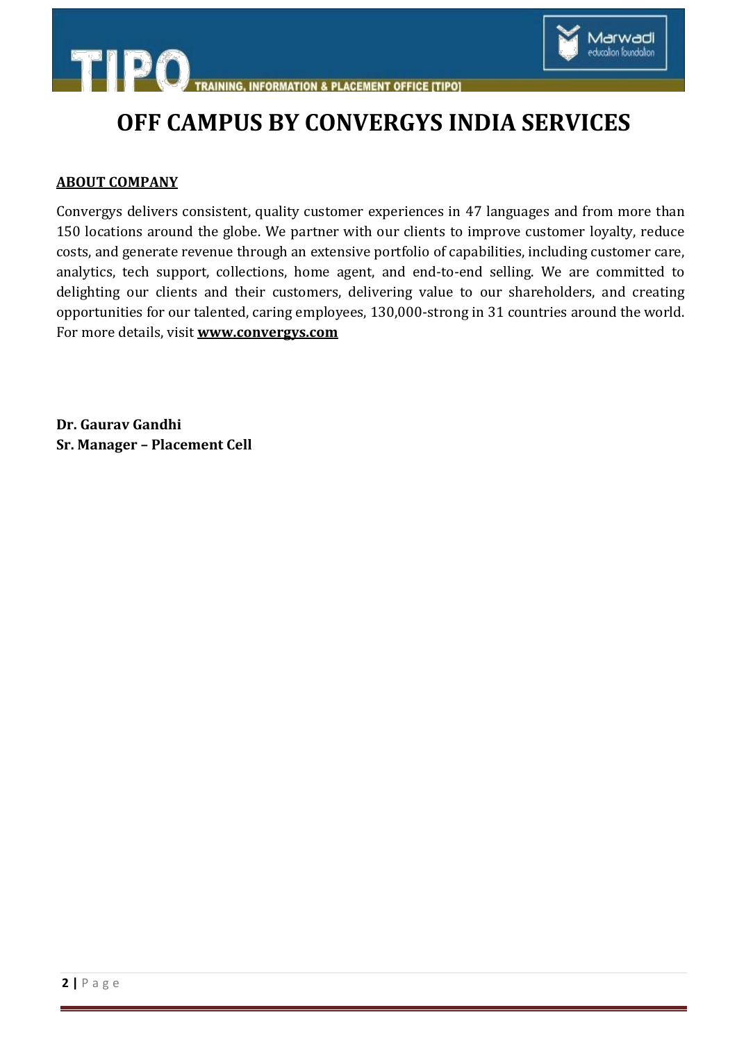# OFF CAMPUS BY CONVERGYS INDIA SERVICES

**ABOUT COMPANY**

Convergys delivers consistent, quality customer experiences in 47 languages and from more than 150 locations around the globe. We partner with our clients to improve customer loyalty, reduce costs, and generate revenue through an extensive portfolio of capabilities, including customer care, analytics, tech support, collections, home agent, and end-to-end selling. We are committed to delighting our clients and their customers, delivering value to our shareholders, and creating opportunities for our talented, caring employees, 130,000-strong in 31 countries around the world. For more details, visit **www.convergys.com**

**Dr. Gaurav Gandhi**
**Sr. Manager – Placement Cell**